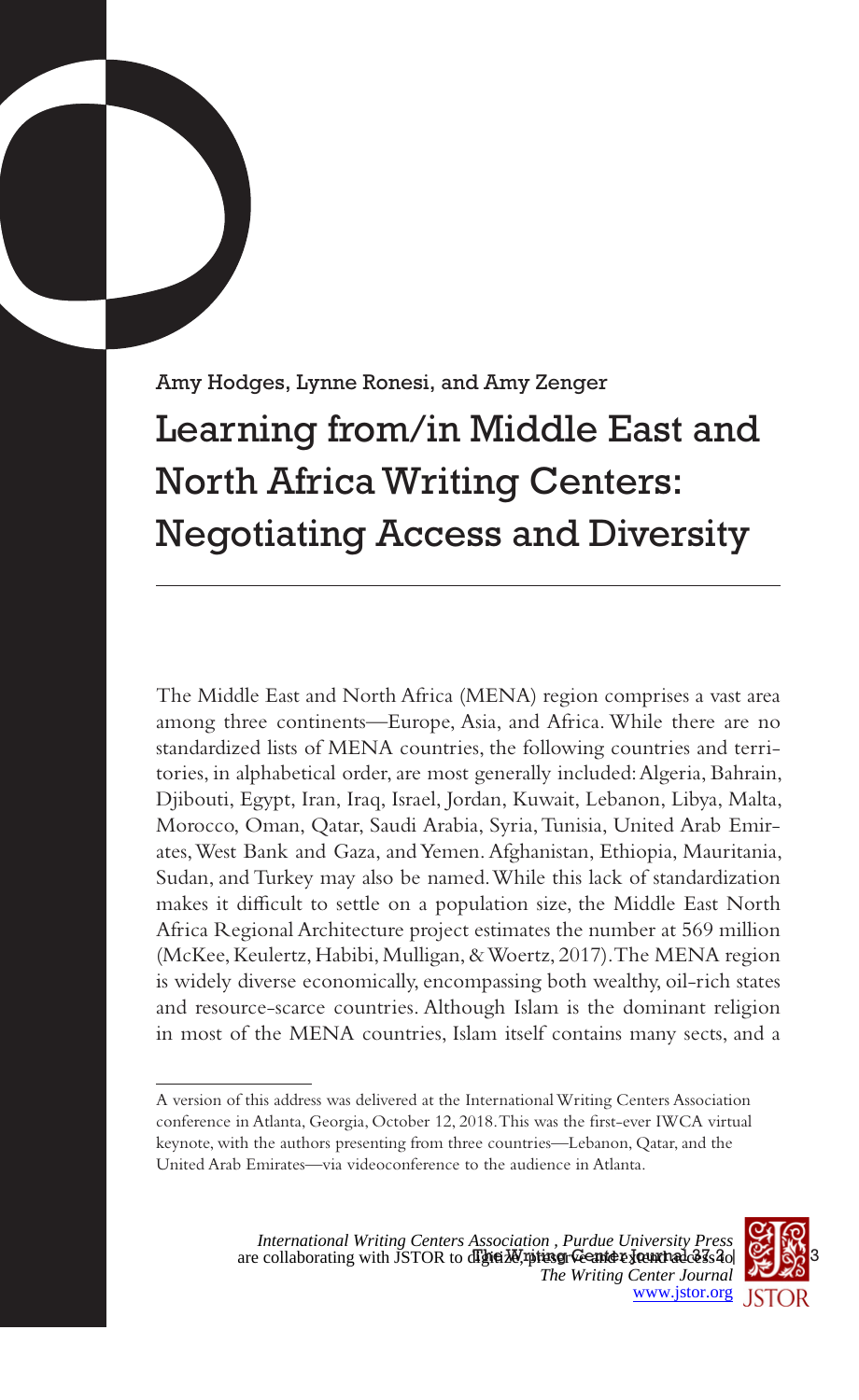Amy Hodges, Lynne Ronesi, and Amy Zenger

# Learning from/in Middle East and North Africa Writing Centers: Negotiating Access and Diversity

The Middle East and North Africa (MENA) region comprises a vast area among three continents—Europe, Asia, and Africa. While there are no standardized lists of MENA countries, the following countries and territories, in alphabetical order, are most generally included: Algeria, Bahrain, Djibouti, Egypt, Iran, Iraq, Israel, Jordan, Kuwait, Lebanon, Libya, Malta, Morocco, Oman, Qatar, Saudi Arabia, Syria, Tunisia, United Arab Emirates, West Bank and Gaza, and Yemen. Afghanistan, Ethiopia, Mauritania, Sudan, and Turkey may also be named. While this lack of standardization makes it difficult to settle on a population size, the Middle East North Africa Regional Architecture project estimates the number at 569 million (McKee, Keulertz, Habibi, Mulligan, & Woertz, 2017). The MENA region is widely diverse economically, encompassing both wealthy, oil-rich states and resource-scarce countries. Although Islam is the dominant religion in most of the MENA countries, Islam itself contains many sects, and a

---

A version of this address was delivered at the International Writing Centers Association conference in Atlanta, Georgia, October 12, 2018. This was the first-ever IWCA virtual keynote, with the authors presenting from three countries—Lebanon, Qatar, and the United Arab Emirates—via videoconference to the audience in Atlanta.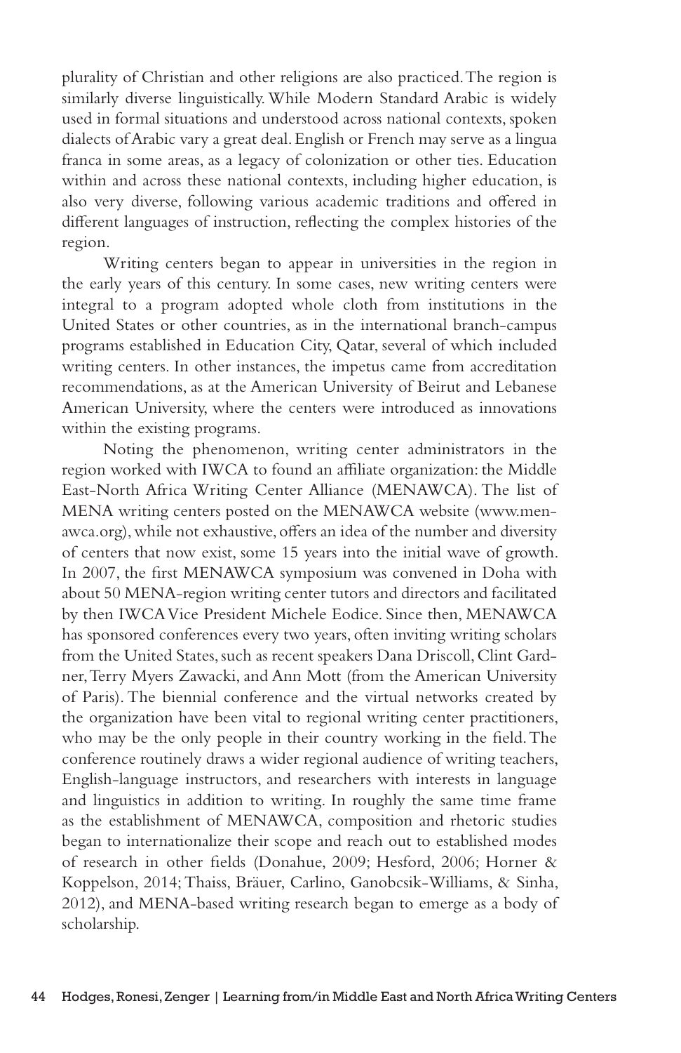plurality of Christian and other religions are also practiced. The region is similarly diverse linguistically. While Modern Standard Arabic is widely used in formal situations and understood across national contexts, spoken dialects of Arabic vary a great deal. English or French may serve as a lingua franca in some areas, as a legacy of colonization or other ties. Education within and across these national contexts, including higher education, is also very diverse, following various academic traditions and offered in different languages of instruction, reflecting the complex histories of the region.

Writing centers began to appear in universities in the region in the early years of this century. In some cases, new writing centers were integral to a program adopted whole cloth from institutions in the United States or other countries, as in the international branch-campus programs established in Education City, Qatar, several of which included writing centers. In other instances, the impetus came from accreditation recommendations, as at the American University of Beirut and Lebanese American University, where the centers were introduced as innovations within the existing programs.

Noting the phenomenon, writing center administrators in the region worked with IWCA to found an affiliate organization: the Middle East-North Africa Writing Center Alliance (MENAWCA). The list of MENA writing centers posted on the MENAWCA website (www.menawca.org), while not exhaustive, offers an idea of the number and diversity of centers that now exist, some 15 years into the initial wave of growth. In 2007, the first MENAWCA symposium was convened in Doha with about 50 MENA-region writing center tutors and directors and facilitated by then IWCA Vice President Michele Eodice. Since then, MENAWCA has sponsored conferences every two years, often inviting writing scholars from the United States, such as recent speakers Dana Driscoll, Clint Gardner, Terry Myers Zawacki, and Ann Mott (from the American University of Paris). The biennial conference and the virtual networks created by the organization have been vital to regional writing center practitioners, who may be the only people in their country working in the field. The conference routinely draws a wider regional audience of writing teachers, English-language instructors, and researchers with interests in language and linguistics in addition to writing. In roughly the same time frame as the establishment of MENAWCA, composition and rhetoric studies began to internationalize their scope and reach out to established modes of research in other fields (Donahue, 2009; Hesford, 2006; Horner & Koppelson, 2014; Thaiss, Bräuer, Carlino, Ganobcsik-Williams, & Sinha, 2012), and MENA-based writing research began to emerge as a body of scholarship.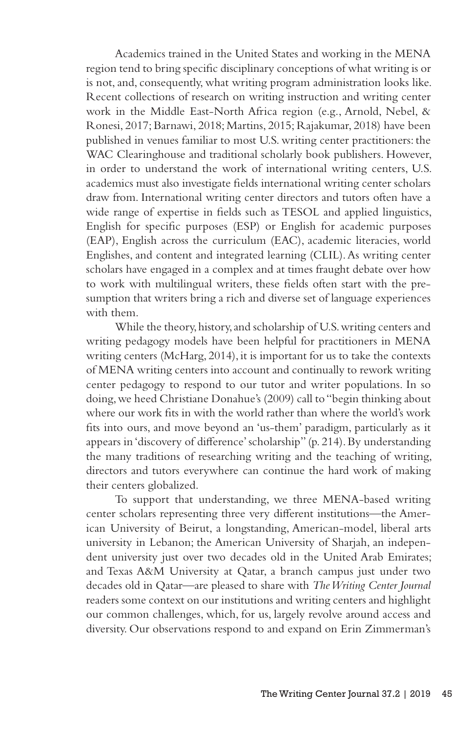Academics trained in the United States and working in the MENA region tend to bring specific disciplinary conceptions of what writing is or is not, and, consequently, what writing program administration looks like. Recent collections of research on writing instruction and writing center work in the Middle East-North Africa region (e.g., Arnold, Nebel, & Ronesi, 2017; Barnawi, 2018; Martins, 2015; Rajakumar, 2018) have been published in venues familiar to most U.S. writing center practitioners: the WAC Clearinghouse and traditional scholarly book publishers. However, in order to understand the work of international writing centers, U.S. academics must also investigate fields international writing center scholars draw from. International writing center directors and tutors often have a wide range of expertise in fields such as TESOL and applied linguistics, English for specific purposes (ESP) or English for academic purposes (EAP), English across the curriculum (EAC), academic literacies, world Englishes, and content and integrated learning (CLIL). As writing center scholars have engaged in a complex and at times fraught debate over how to work with multilingual writers, these fields often start with the presumption that writers bring a rich and diverse set of language experiences with them.

While the theory, history, and scholarship of U.S. writing centers and writing pedagogy models have been helpful for practitioners in MENA writing centers (McHarg, 2014), it is important for us to take the contexts of MENA writing centers into account and continually to rework writing center pedagogy to respond to our tutor and writer populations. In so doing, we heed Christiane Donahue's (2009) call to "begin thinking about where our work fits in with the world rather than where the world's work fits into ours, and move beyond an 'us-them' paradigm, particularly as it appears in 'discovery of difference' scholarship" (p. 214). By understanding the many traditions of researching writing and the teaching of writing, directors and tutors everywhere can continue the hard work of making their centers globalized.

To support that understanding, we three MENA-based writing center scholars representing three very different institutions—the American University of Beirut, a longstanding, American-model, liberal arts university in Lebanon; the American University of Sharjah, an independent university just over two decades old in the United Arab Emirates; and Texas A&M University at Qatar, a branch campus just under two decades old in Qatar—are pleased to share with *The Writing Center Journal* readers some context on our institutions and writing centers and highlight our common challenges, which, for us, largely revolve around access and diversity. Our observations respond to and expand on Erin Zimmerman's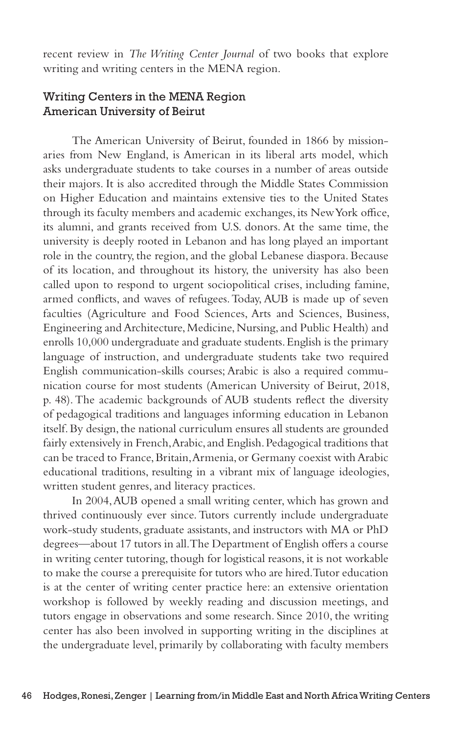recent review in *The Writing Center Journal* of two books that explore writing and writing centers in the MENA region.

## Writing Centers in the MENA Region

### American University of Beirut

The American University of Beirut, founded in 1866 by missionaries from New England, is American in its liberal arts model, which asks undergraduate students to take courses in a number of areas outside their majors. It is also accredited through the Middle States Commission on Higher Education and maintains extensive ties to the United States through its faculty members and academic exchanges, its New York office, its alumni, and grants received from U.S. donors. At the same time, the university is deeply rooted in Lebanon and has long played an important role in the country, the region, and the global Lebanese diaspora. Because of its location, and throughout its history, the university has also been called upon to respond to urgent sociopolitical crises, including famine, armed conflicts, and waves of refugees. Today, AUB is made up of seven faculties (Agriculture and Food Sciences, Arts and Sciences, Business, Engineering and Architecture, Medicine, Nursing, and Public Health) and enrolls 10,000 undergraduate and graduate students. English is the primary language of instruction, and undergraduate students take two required English communication-skills courses; Arabic is also a required communication course for most students (American University of Beirut, 2018, p. 48). The academic backgrounds of AUB students reflect the diversity of pedagogical traditions and languages informing education in Lebanon itself. By design, the national curriculum ensures all students are grounded fairly extensively in French, Arabic, and English. Pedagogical traditions that can be traced to France, Britain, Armenia, or Germany coexist with Arabic educational traditions, resulting in a vibrant mix of language ideologies, written student genres, and literacy practices.

In 2004, AUB opened a small writing center, which has grown and thrived continuously ever since. Tutors currently include undergraduate work-study students, graduate assistants, and instructors with MA or PhD degrees—about 17 tutors in all. The Department of English offers a course in writing center tutoring, though for logistical reasons, it is not workable to make the course a prerequisite for tutors who are hired. Tutor education is at the center of writing center practice here: an extensive orientation workshop is followed by weekly reading and discussion meetings, and tutors engage in observations and some research. Since 2010, the writing center has also been involved in supporting writing in the disciplines at the undergraduate level, primarily by collaborating with faculty members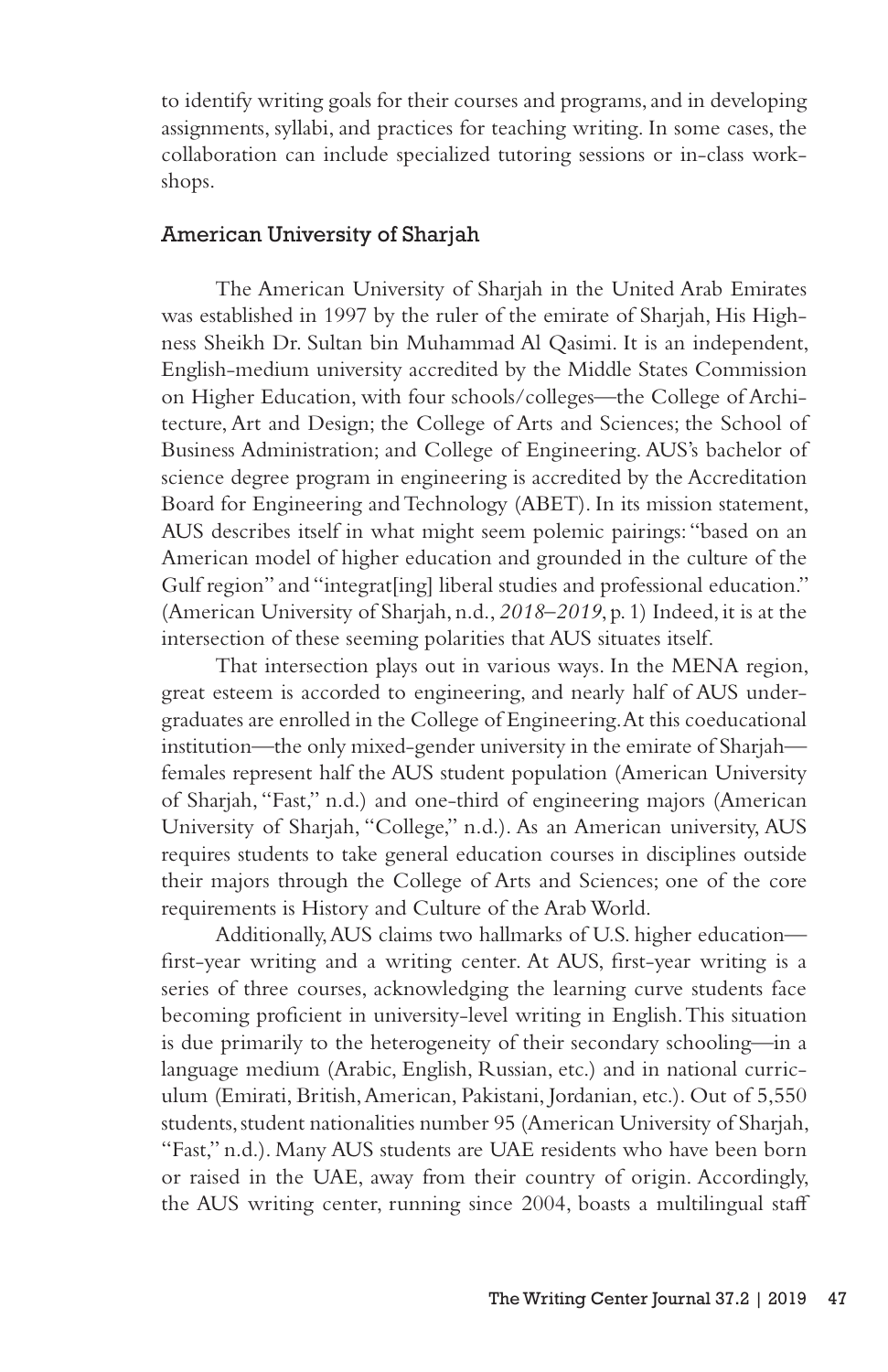to identify writing goals for their courses and programs, and in developing assignments, syllabi, and practices for teaching writing. In some cases, the collaboration can include specialized tutoring sessions or in-class workshops.

## American University of Sharjah

The American University of Sharjah in the United Arab Emirates was established in 1997 by the ruler of the emirate of Sharjah, His Highness Sheikh Dr. Sultan bin Muhammad Al Qasimi. It is an independent, English-medium university accredited by the Middle States Commission on Higher Education, with four schools/colleges—the College of Architecture, Art and Design; the College of Arts and Sciences; the School of Business Administration; and College of Engineering. AUS's bachelor of science degree program in engineering is accredited by the Accreditation Board for Engineering and Technology (ABET). In its mission statement, AUS describes itself in what might seem polemic pairings: "based on an American model of higher education and grounded in the culture of the Gulf region" and "integrat[ing] liberal studies and professional education." (American University of Sharjah, n.d., *2018–2019*, p. 1) Indeed, it is at the intersection of these seeming polarities that AUS situates itself.

That intersection plays out in various ways. In the MENA region, great esteem is accorded to engineering, and nearly half of AUS undergraduates are enrolled in the College of Engineering. At this coeducational institution—the only mixed-gender university in the emirate of Sharjah—females represent half the AUS student population (American University of Sharjah, "Fast," n.d.) and one-third of engineering majors (American University of Sharjah, "College," n.d.). As an American university, AUS requires students to take general education courses in disciplines outside their majors through the College of Arts and Sciences; one of the core requirements is History and Culture of the Arab World.

Additionally, AUS claims two hallmarks of U.S. higher education—first-year writing and a writing center. At AUS, first-year writing is a series of three courses, acknowledging the learning curve students face becoming proficient in university-level writing in English. This situation is due primarily to the heterogeneity of their secondary schooling—in a language medium (Arabic, English, Russian, etc.) and in national curriculum (Emirati, British, American, Pakistani, Jordanian, etc.). Out of 5,550 students, student nationalities number 95 (American University of Sharjah, "Fast," n.d.). Many AUS students are UAE residents who have been born or raised in the UAE, away from their country of origin. Accordingly, the AUS writing center, running since 2004, boasts a multilingual staff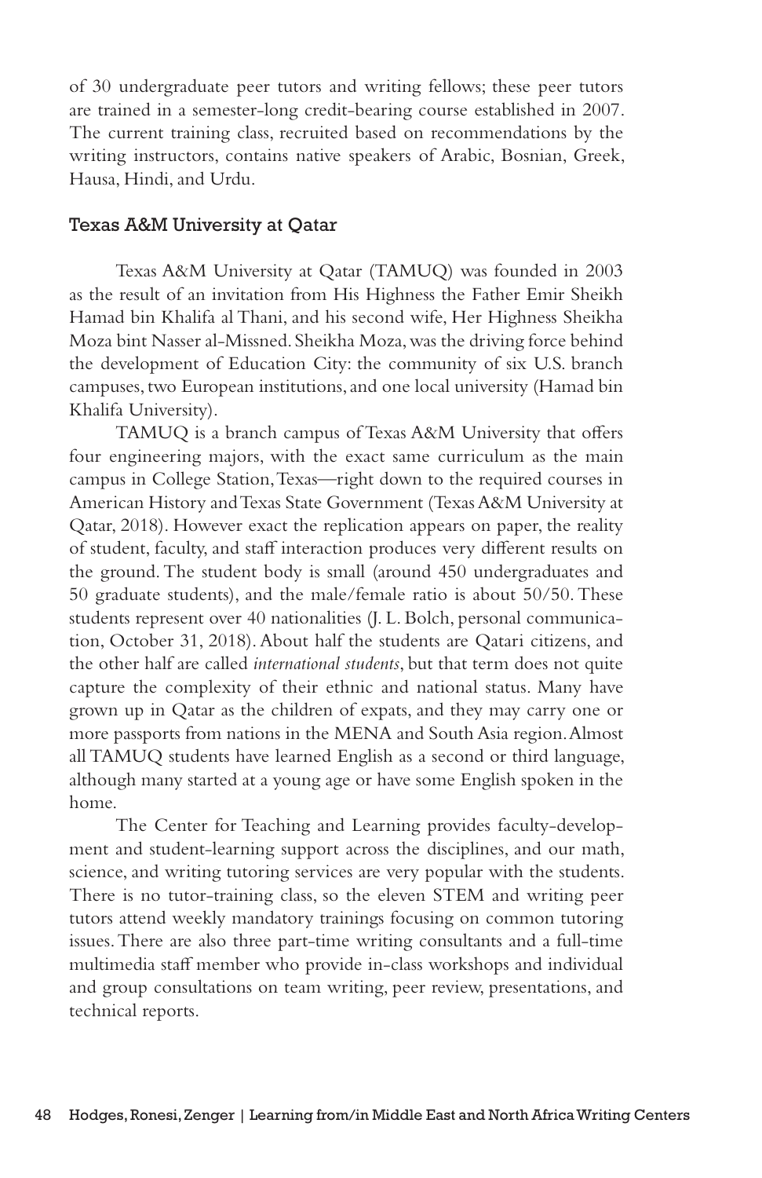of 30 undergraduate peer tutors and writing fellows; these peer tutors are trained in a semester-long credit-bearing course established in 2007. The current training class, recruited based on recommendations by the writing instructors, contains native speakers of Arabic, Bosnian, Greek, Hausa, Hindi, and Urdu.

### Texas A&M University at Qatar

Texas A&M University at Qatar (TAMUQ) was founded in 2003 as the result of an invitation from His Highness the Father Emir Sheikh Hamad bin Khalifa al Thani, and his second wife, Her Highness Sheikha Moza bint Nasser al-Missned. Sheikha Moza, was the driving force behind the development of Education City: the community of six U.S. branch campuses, two European institutions, and one local university (Hamad bin Khalifa University).

TAMUQ is a branch campus of Texas A&M University that offers four engineering majors, with the exact same curriculum as the main campus in College Station, Texas—right down to the required courses in American History and Texas State Government (Texas A&M University at Qatar, 2018). However exact the replication appears on paper, the reality of student, faculty, and staff interaction produces very different results on the ground. The student body is small (around 450 undergraduates and 50 graduate students), and the male/female ratio is about 50/50. These students represent over 40 nationalities (J. L. Bolch, personal communication, October 31, 2018). About half the students are Qatari citizens, and the other half are called *international students*, but that term does not quite capture the complexity of their ethnic and national status. Many have grown up in Qatar as the children of expats, and they may carry one or more passports from nations in the MENA and South Asia region. Almost all TAMUQ students have learned English as a second or third language, although many started at a young age or have some English spoken in the home.

The Center for Teaching and Learning provides faculty-development and student-learning support across the disciplines, and our math, science, and writing tutoring services are very popular with the students. There is no tutor-training class, so the eleven STEM and writing peer tutors attend weekly mandatory trainings focusing on common tutoring issues. There are also three part-time writing consultants and a full-time multimedia staff member who provide in-class workshops and individual and group consultations on team writing, peer review, presentations, and technical reports.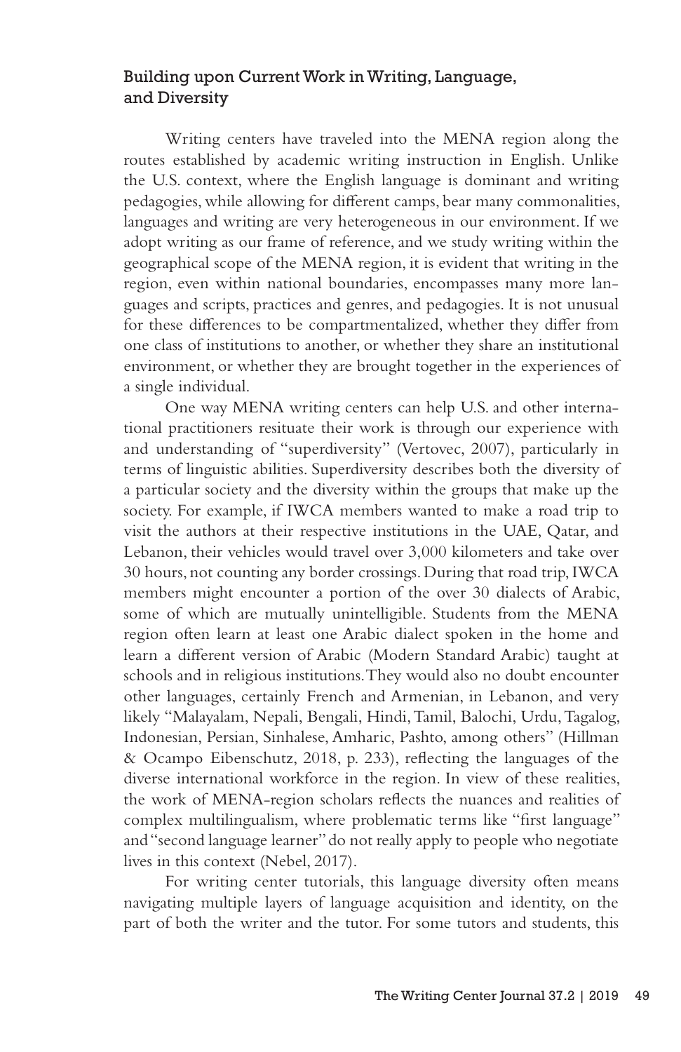## Building upon Current Work in Writing, Language, and Diversity

Writing centers have traveled into the MENA region along the routes established by academic writing instruction in English. Unlike the U.S. context, where the English language is dominant and writing pedagogies, while allowing for different camps, bear many commonalities, languages and writing are very heterogeneous in our environment. If we adopt writing as our frame of reference, and we study writing within the geographical scope of the MENA region, it is evident that writing in the region, even within national boundaries, encompasses many more languages and scripts, practices and genres, and pedagogies. It is not unusual for these differences to be compartmentalized, whether they differ from one class of institutions to another, or whether they share an institutional environment, or whether they are brought together in the experiences of a single individual.

One way MENA writing centers can help U.S. and other international practitioners resituate their work is through our experience with and understanding of "superdiversity" (Vertovec, 2007), particularly in terms of linguistic abilities. Superdiversity describes both the diversity of a particular society and the diversity within the groups that make up the society. For example, if IWCA members wanted to make a road trip to visit the authors at their respective institutions in the UAE, Qatar, and Lebanon, their vehicles would travel over 3,000 kilometers and take over 30 hours, not counting any border crossings. During that road trip, IWCA members might encounter a portion of the over 30 dialects of Arabic, some of which are mutually unintelligible. Students from the MENA region often learn at least one Arabic dialect spoken in the home and learn a different version of Arabic (Modern Standard Arabic) taught at schools and in religious institutions. They would also no doubt encounter other languages, certainly French and Armenian, in Lebanon, and very likely "Malayalam, Nepali, Bengali, Hindi, Tamil, Balochi, Urdu, Tagalog, Indonesian, Persian, Sinhalese, Amharic, Pashto, among others" (Hillman & Ocampo Eibenschutz, 2018, p. 233), reflecting the languages of the diverse international workforce in the region. In view of these realities, the work of MENA-region scholars reflects the nuances and realities of complex multilingualism, where problematic terms like "first language" and "second language learner" do not really apply to people who negotiate lives in this context (Nebel, 2017).

For writing center tutorials, this language diversity often means navigating multiple layers of language acquisition and identity, on the part of both the writer and the tutor. For some tutors and students, this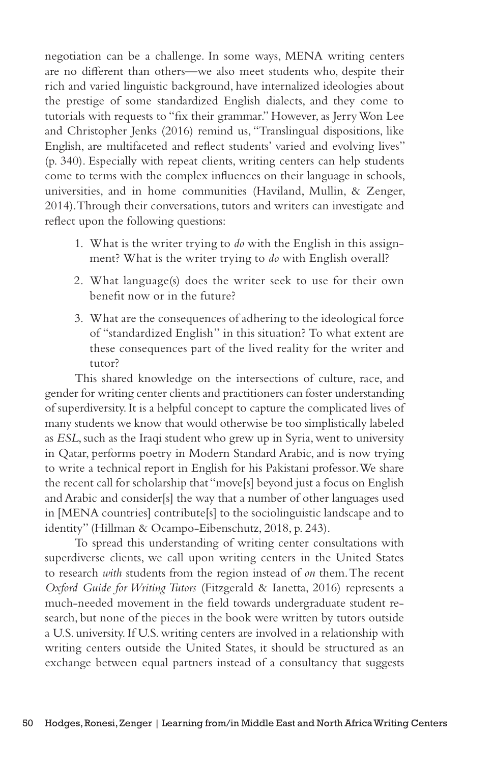negotiation can be a challenge. In some ways, MENA writing centers are no different than others—we also meet students who, despite their rich and varied linguistic background, have internalized ideologies about the prestige of some standardized English dialects, and they come to tutorials with requests to "fix their grammar." However, as Jerry Won Lee and Christopher Jenks (2016) remind us, "Translingual dispositions, like English, are multifaceted and reflect students' varied and evolving lives" (p. 340). Especially with repeat clients, writing centers can help students come to terms with the complex influences on their language in schools, universities, and in home communities (Haviland, Mullin, & Zenger, 2014). Through their conversations, tutors and writers can investigate and reflect upon the following questions:

1. What is the writer trying to *do* with the English in this assignment? What is the writer trying to *do* with English overall?
2. What language(s) does the writer seek to use for their own benefit now or in the future?
3. What are the consequences of adhering to the ideological force of "standardized English" in this situation? To what extent are these consequences part of the lived reality for the writer and tutor?

This shared knowledge on the intersections of culture, race, and gender for writing center clients and practitioners can foster understanding of superdiversity. It is a helpful concept to capture the complicated lives of many students we know that would otherwise be too simplistically labeled as *ESL*, such as the Iraqi student who grew up in Syria, went to university in Qatar, performs poetry in Modern Standard Arabic, and is now trying to write a technical report in English for his Pakistani professor. We share the recent call for scholarship that "move[s] beyond just a focus on English and Arabic and consider[s] the way that a number of other languages used in [MENA countries] contribute[s] to the sociolinguistic landscape and to identity" (Hillman & Ocampo-Eibenschutz, 2018, p. 243).

To spread this understanding of writing center consultations with superdiverse clients, we call upon writing centers in the United States to research *with* students from the region instead of *on* them. The recent *Oxford Guide for Writing Tutors* (Fitzgerald & Ianetta, 2016) represents a much-needed movement in the field towards undergraduate student research, but none of the pieces in the book were written by tutors outside a U.S. university. If U.S. writing centers are involved in a relationship with writing centers outside the United States, it should be structured as an exchange between equal partners instead of a consultancy that suggests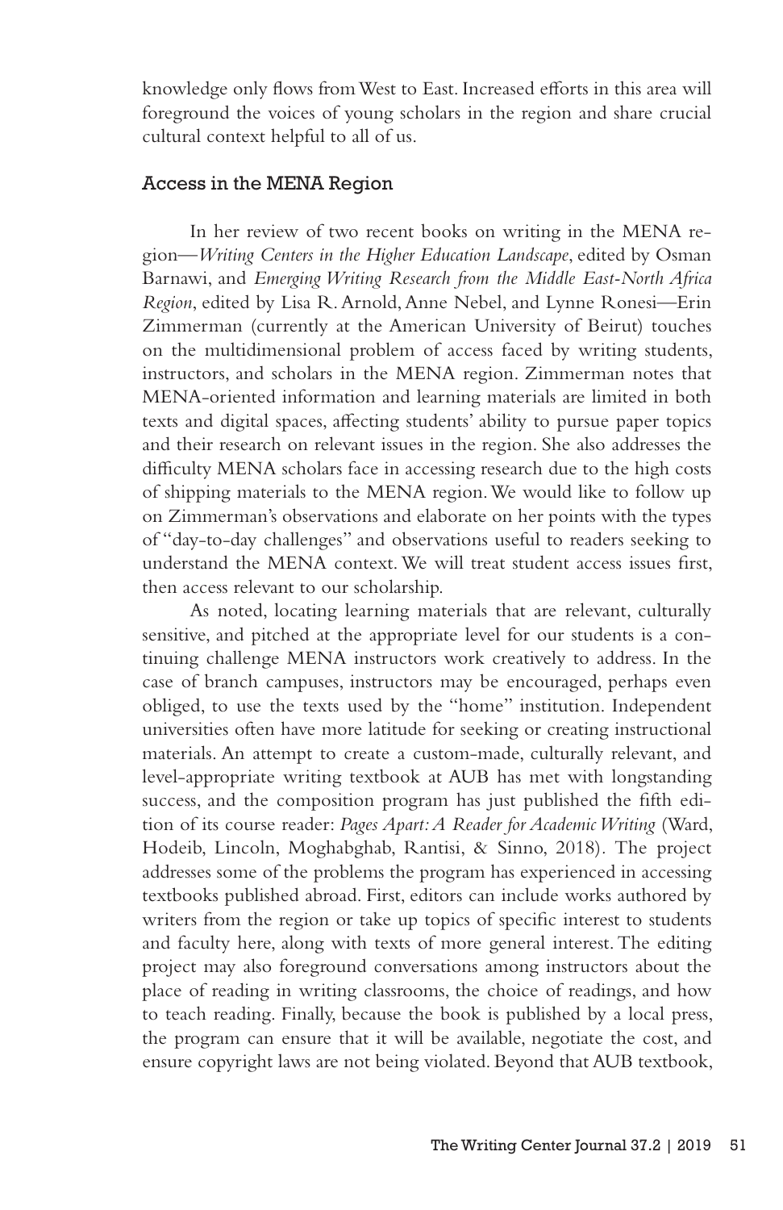knowledge only flows from West to East. Increased efforts in this area will foreground the voices of young scholars in the region and share crucial cultural context helpful to all of us.

## Access in the MENA Region

In her review of two recent books on writing in the MENA region—*Writing Centers in the Higher Education Landscape*, edited by Osman Barnawi, and *Emerging Writing Research from the Middle East-North Africa Region*, edited by Lisa R. Arnold, Anne Nebel, and Lynne Ronesi—Erin Zimmerman (currently at the American University of Beirut) touches on the multidimensional problem of access faced by writing students, instructors, and scholars in the MENA region. Zimmerman notes that MENA-oriented information and learning materials are limited in both texts and digital spaces, affecting students' ability to pursue paper topics and their research on relevant issues in the region. She also addresses the difficulty MENA scholars face in accessing research due to the high costs of shipping materials to the MENA region. We would like to follow up on Zimmerman's observations and elaborate on her points with the types of "day-to-day challenges" and observations useful to readers seeking to understand the MENA context. We will treat student access issues first, then access relevant to our scholarship.

As noted, locating learning materials that are relevant, culturally sensitive, and pitched at the appropriate level for our students is a continuing challenge MENA instructors work creatively to address. In the case of branch campuses, instructors may be encouraged, perhaps even obliged, to use the texts used by the "home" institution. Independent universities often have more latitude for seeking or creating instructional materials. An attempt to create a custom-made, culturally relevant, and level-appropriate writing textbook at AUB has met with longstanding success, and the composition program has just published the fifth edition of its course reader: *Pages Apart: A Reader for Academic Writing* (Ward, Hodeib, Lincoln, Moghabghab, Rantisi, & Sinno, 2018). The project addresses some of the problems the program has experienced in accessing textbooks published abroad. First, editors can include works authored by writers from the region or take up topics of specific interest to students and faculty here, along with texts of more general interest. The editing project may also foreground conversations among instructors about the place of reading in writing classrooms, the choice of readings, and how to teach reading. Finally, because the book is published by a local press, the program can ensure that it will be available, negotiate the cost, and ensure copyright laws are not being violated. Beyond that AUB textbook,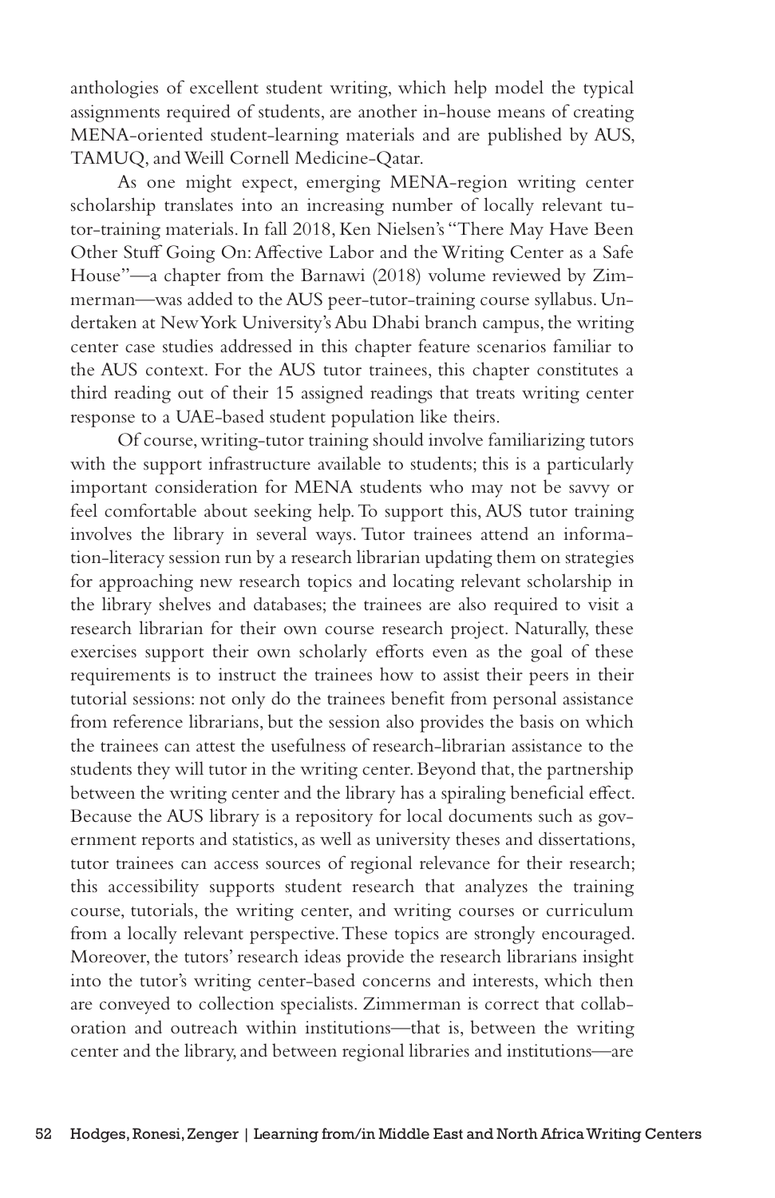anthologies of excellent student writing, which help model the typical assignments required of students, are another in-house means of creating MENA-oriented student-learning materials and are published by AUS, TAMUQ, and Weill Cornell Medicine-Qatar.

As one might expect, emerging MENA-region writing center scholarship translates into an increasing number of locally relevant tutor-training materials. In fall 2018, Ken Nielsen's "There May Have Been Other Stuff Going On: Affective Labor and the Writing Center as a Safe House"—a chapter from the Barnawi (2018) volume reviewed by Zimmerman—was added to the AUS peer-tutor-training course syllabus. Undertaken at New York University's Abu Dhabi branch campus, the writing center case studies addressed in this chapter feature scenarios familiar to the AUS context. For the AUS tutor trainees, this chapter constitutes a third reading out of their 15 assigned readings that treats writing center response to a UAE-based student population like theirs.

Of course, writing-tutor training should involve familiarizing tutors with the support infrastructure available to students; this is a particularly important consideration for MENA students who may not be savvy or feel comfortable about seeking help. To support this, AUS tutor training involves the library in several ways. Tutor trainees attend an information-literacy session run by a research librarian updating them on strategies for approaching new research topics and locating relevant scholarship in the library shelves and databases; the trainees are also required to visit a research librarian for their own course research project. Naturally, these exercises support their own scholarly efforts even as the goal of these requirements is to instruct the trainees how to assist their peers in their tutorial sessions: not only do the trainees benefit from personal assistance from reference librarians, but the session also provides the basis on which the trainees can attest the usefulness of research-librarian assistance to the students they will tutor in the writing center. Beyond that, the partnership between the writing center and the library has a spiraling beneficial effect. Because the AUS library is a repository for local documents such as government reports and statistics, as well as university theses and dissertations, tutor trainees can access sources of regional relevance for their research; this accessibility supports student research that analyzes the training course, tutorials, the writing center, and writing courses or curriculum from a locally relevant perspective. These topics are strongly encouraged. Moreover, the tutors' research ideas provide the research librarians insight into the tutor's writing center-based concerns and interests, which then are conveyed to collection specialists. Zimmerman is correct that collaboration and outreach within institutions—that is, between the writing center and the library, and between regional libraries and institutions—are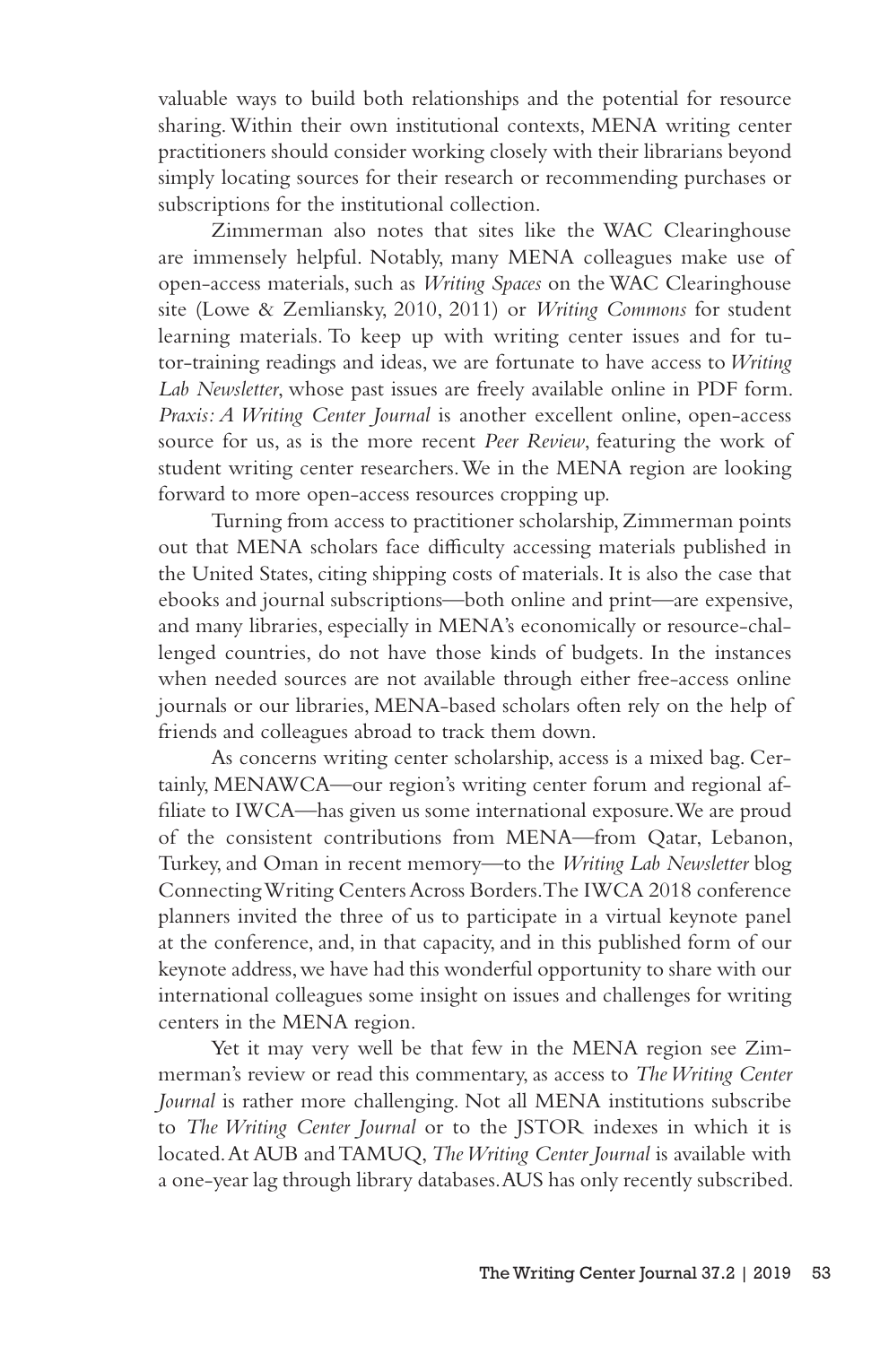valuable ways to build both relationships and the potential for resource sharing. Within their own institutional contexts, MENA writing center practitioners should consider working closely with their librarians beyond simply locating sources for their research or recommending purchases or subscriptions for the institutional collection.

Zimmerman also notes that sites like the WAC Clearinghouse are immensely helpful. Notably, many MENA colleagues make use of open-access materials, such as *Writing Spaces* on the WAC Clearinghouse site (Lowe & Zemliansky, 2010, 2011) or *Writing Commons* for student learning materials. To keep up with writing center issues and for tutor-training readings and ideas, we are fortunate to have access to *Writing Lab Newsletter*, whose past issues are freely available online in PDF form. *Praxis: A Writing Center Journal* is another excellent online, open-access source for us, as is the more recent *Peer Review*, featuring the work of student writing center researchers. We in the MENA region are looking forward to more open-access resources cropping up.

Turning from access to practitioner scholarship, Zimmerman points out that MENA scholars face difficulty accessing materials published in the United States, citing shipping costs of materials. It is also the case that ebooks and journal subscriptions—both online and print—are expensive, and many libraries, especially in MENA's economically or resource-challenged countries, do not have those kinds of budgets. In the instances when needed sources are not available through either free-access online journals or our libraries, MENA-based scholars often rely on the help of friends and colleagues abroad to track them down.

As concerns writing center scholarship, access is a mixed bag. Certainly, MENAWCA—our region's writing center forum and regional affiliate to IWCA—has given us some international exposure. We are proud of the consistent contributions from MENA—from Qatar, Lebanon, Turkey, and Oman in recent memory—to the *Writing Lab Newsletter* blog Connecting Writing Centers Across Borders. The IWCA 2018 conference planners invited the three of us to participate in a virtual keynote panel at the conference, and, in that capacity, and in this published form of our keynote address, we have had this wonderful opportunity to share with our international colleagues some insight on issues and challenges for writing centers in the MENA region.

Yet it may very well be that few in the MENA region see Zimmerman's review or read this commentary, as access to *The Writing Center Journal* is rather more challenging. Not all MENA institutions subscribe to *The Writing Center Journal* or to the JSTOR indexes in which it is located. At AUB and TAMUQ, *The Writing Center Journal* is available with a one-year lag through library databases. AUS has only recently subscribed.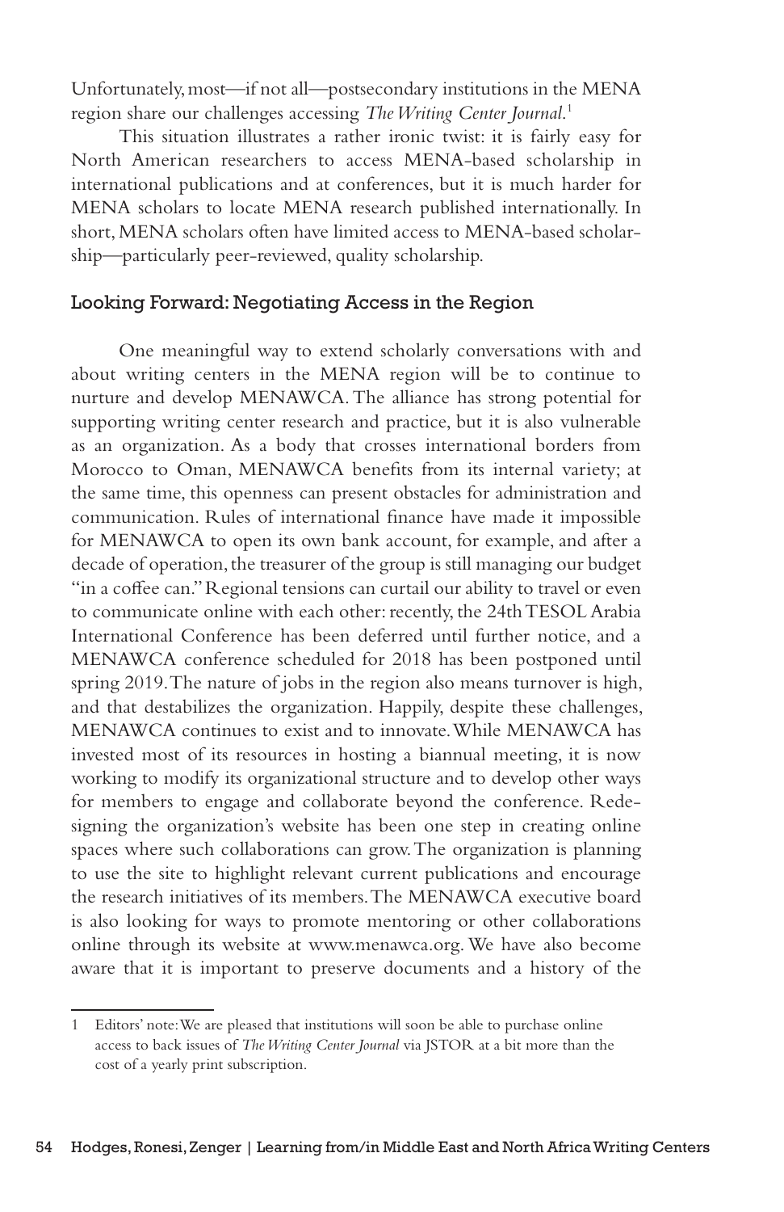Unfortunately, most—if not all—postsecondary institutions in the MENA region share our challenges accessing *The Writing Center Journal*.[1]

This situation illustrates a rather ironic twist: it is fairly easy for North American researchers to access MENA-based scholarship in international publications and at conferences, but it is much harder for MENA scholars to locate MENA research published internationally. In short, MENA scholars often have limited access to MENA-based scholarship—particularly peer-reviewed, quality scholarship.

## Looking Forward: Negotiating Access in the Region

One meaningful way to extend scholarly conversations with and about writing centers in the MENA region will be to continue to nurture and develop MENAWCA. The alliance has strong potential for supporting writing center research and practice, but it is also vulnerable as an organization. As a body that crosses international borders from Morocco to Oman, MENAWCA benefits from its internal variety; at the same time, this openness can present obstacles for administration and communication. Rules of international finance have made it impossible for MENAWCA to open its own bank account, for example, and after a decade of operation, the treasurer of the group is still managing our budget "in a coffee can." Regional tensions can curtail our ability to travel or even to communicate online with each other: recently, the 24th TESOL Arabia International Conference has been deferred until further notice, and a MENAWCA conference scheduled for 2018 has been postponed until spring 2019. The nature of jobs in the region also means turnover is high, and that destabilizes the organization. Happily, despite these challenges, MENAWCA continues to exist and to innovate. While MENAWCA has invested most of its resources in hosting a biannual meeting, it is now working to modify its organizational structure and to develop other ways for members to engage and collaborate beyond the conference. Redesigning the organization's website has been one step in creating online spaces where such collaborations can grow. The organization is planning to use the site to highlight relevant current publications and encourage the research initiatives of its members. The MENAWCA executive board is also looking for ways to promote mentoring or other collaborations online through its website at www.menawca.org. We have also become aware that it is important to preserve documents and a history of the

---

1 Editors' note: We are pleased that institutions will soon be able to purchase online access to back issues of *The Writing Center Journal* via JSTOR at a bit more than the cost of a yearly print subscription.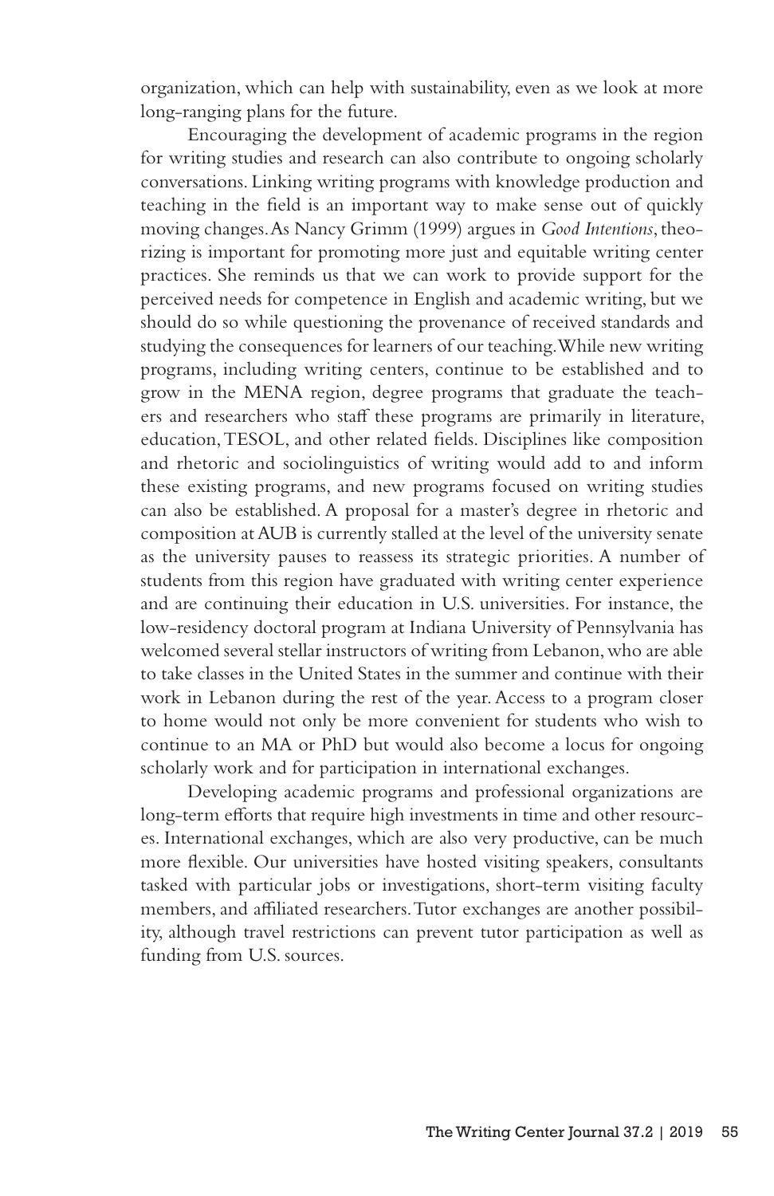organization, which can help with sustainability, even as we look at more long-ranging plans for the future.

Encouraging the development of academic programs in the region for writing studies and research can also contribute to ongoing scholarly conversations. Linking writing programs with knowledge production and teaching in the field is an important way to make sense out of quickly moving changes. As Nancy Grimm (1999) argues in *Good Intentions*, theorizing is important for promoting more just and equitable writing center practices. She reminds us that we can work to provide support for the perceived needs for competence in English and academic writing, but we should do so while questioning the provenance of received standards and studying the consequences for learners of our teaching. While new writing programs, including writing centers, continue to be established and to grow in the MENA region, degree programs that graduate the teachers and researchers who staff these programs are primarily in literature, education, TESOL, and other related fields. Disciplines like composition and rhetoric and sociolinguistics of writing would add to and inform these existing programs, and new programs focused on writing studies can also be established. A proposal for a master's degree in rhetoric and composition at AUB is currently stalled at the level of the university senate as the university pauses to reassess its strategic priorities. A number of students from this region have graduated with writing center experience and are continuing their education in U.S. universities. For instance, the low-residency doctoral program at Indiana University of Pennsylvania has welcomed several stellar instructors of writing from Lebanon, who are able to take classes in the United States in the summer and continue with their work in Lebanon during the rest of the year. Access to a program closer to home would not only be more convenient for students who wish to continue to an MA or PhD but would also become a locus for ongoing scholarly work and for participation in international exchanges.

Developing academic programs and professional organizations are long-term efforts that require high investments in time and other resources. International exchanges, which are also very productive, can be much more flexible. Our universities have hosted visiting speakers, consultants tasked with particular jobs or investigations, short-term visiting faculty members, and affiliated researchers. Tutor exchanges are another possibility, although travel restrictions can prevent tutor participation as well as funding from U.S. sources.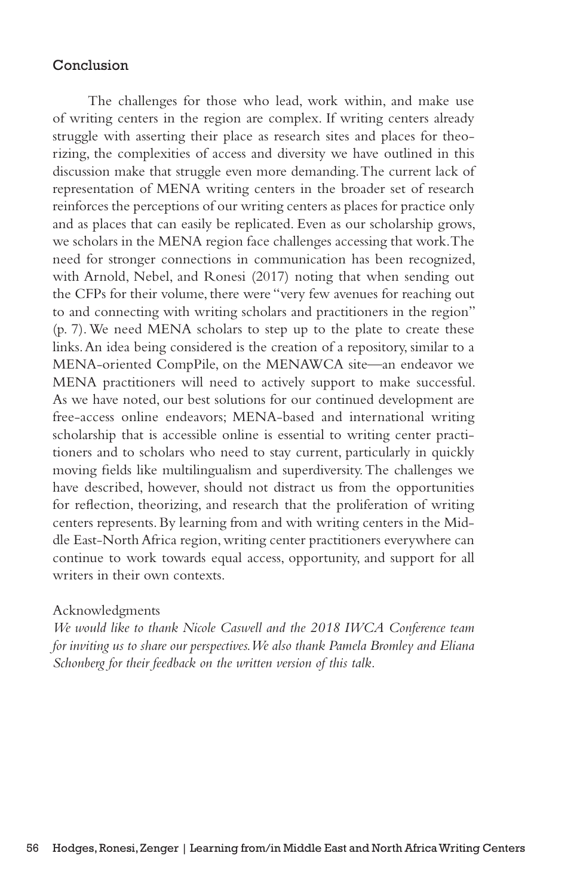## Conclusion

The challenges for those who lead, work within, and make use of writing centers in the region are complex. If writing centers already struggle with asserting their place as research sites and places for theorizing, the complexities of access and diversity we have outlined in this discussion make that struggle even more demanding. The current lack of representation of MENA writing centers in the broader set of research reinforces the perceptions of our writing centers as places for practice only and as places that can easily be replicated. Even as our scholarship grows, we scholars in the MENA region face challenges accessing that work. The need for stronger connections in communication has been recognized, with Arnold, Nebel, and Ronesi (2017) noting that when sending out the CFPs for their volume, there were "very few avenues for reaching out to and connecting with writing scholars and practitioners in the region" (p. 7). We need MENA scholars to step up to the plate to create these links. An idea being considered is the creation of a repository, similar to a MENA-oriented CompPile, on the MENAWCA site—an endeavor we MENA practitioners will need to actively support to make successful. As we have noted, our best solutions for our continued development are free-access online endeavors; MENA-based and international writing scholarship that is accessible online is essential to writing center practitioners and to scholars who need to stay current, particularly in quickly moving fields like multilingualism and superdiversity. The challenges we have described, however, should not distract us from the opportunities for reflection, theorizing, and research that the proliferation of writing centers represents. By learning from and with writing centers in the Middle East-North Africa region, writing center practitioners everywhere can continue to work towards equal access, opportunity, and support for all writers in their own contexts.

Acknowledgments

*We would like to thank Nicole Caswell and the 2018 IWCA Conference team for inviting us to share our perspectives. We also thank Pamela Bromley and Eliana Schonberg for their feedback on the written version of this talk.*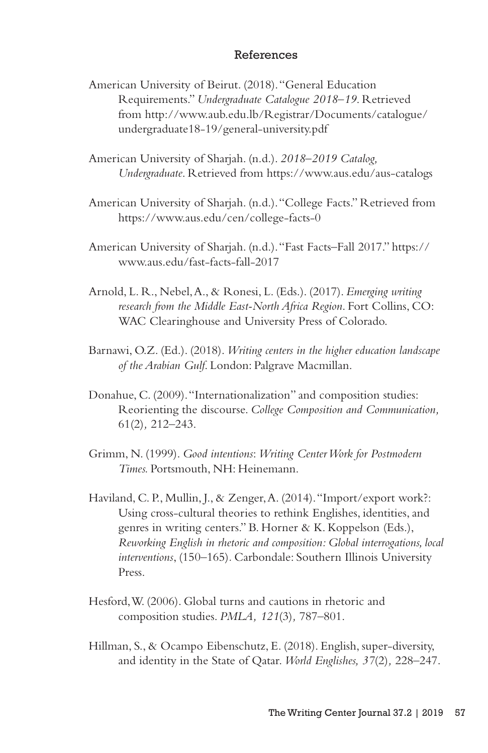## References

American University of Beirut. (2018). "General Education Requirements." *Undergraduate Catalogue 2018–19*. Retrieved from http://www.aub.edu.lb/Registrar/Documents/catalogue/undergraduate18-19/general-university.pdf

American University of Sharjah. (n.d.). *2018–2019 Catalog, Undergraduate*. Retrieved from https://www.aus.edu/aus-catalogs

American University of Sharjah. (n.d.). "College Facts." Retrieved from https://www.aus.edu/cen/college-facts-0

American University of Sharjah. (n.d.). "Fast Facts–Fall 2017." https://www.aus.edu/fast-facts-fall-2017

Arnold, L. R., Nebel, A., & Ronesi, L. (Eds.). (2017). *Emerging writing research from the Middle East-North Africa Region*. Fort Collins, CO: WAC Clearinghouse and University Press of Colorado.

Barnawi, O.Z. (Ed.). (2018). *Writing centers in the higher education landscape of the Arabian Gulf*. London: Palgrave Macmillan.

Donahue, C. (2009). "Internationalization" and composition studies: Reorienting the discourse. *College Composition and Communication,* 61(2)*,* 212–243.

Grimm, N. (1999). *Good intentions*: *Writing Center Work for Postmodern Times.* Portsmouth, NH: Heinemann.

Haviland, C. P., Mullin, J., & Zenger, A. (2014). "Import/export work?: Using cross-cultural theories to rethink Englishes, identities, and genres in writing centers." B. Horner & K. Koppelson (Eds.), *Reworking English in rhetoric and composition: Global interrogations, local interventions*, (150–165). Carbondale: Southern Illinois University Press.

Hesford, W. (2006). Global turns and cautions in rhetoric and composition studies. *PMLA, 121*(3)*,* 787–801.

Hillman, S., & Ocampo Eibenschutz, E. (2018). English, super-diversity, and identity in the State of Qatar. *World Englishes, 37*(2)*,* 228–247.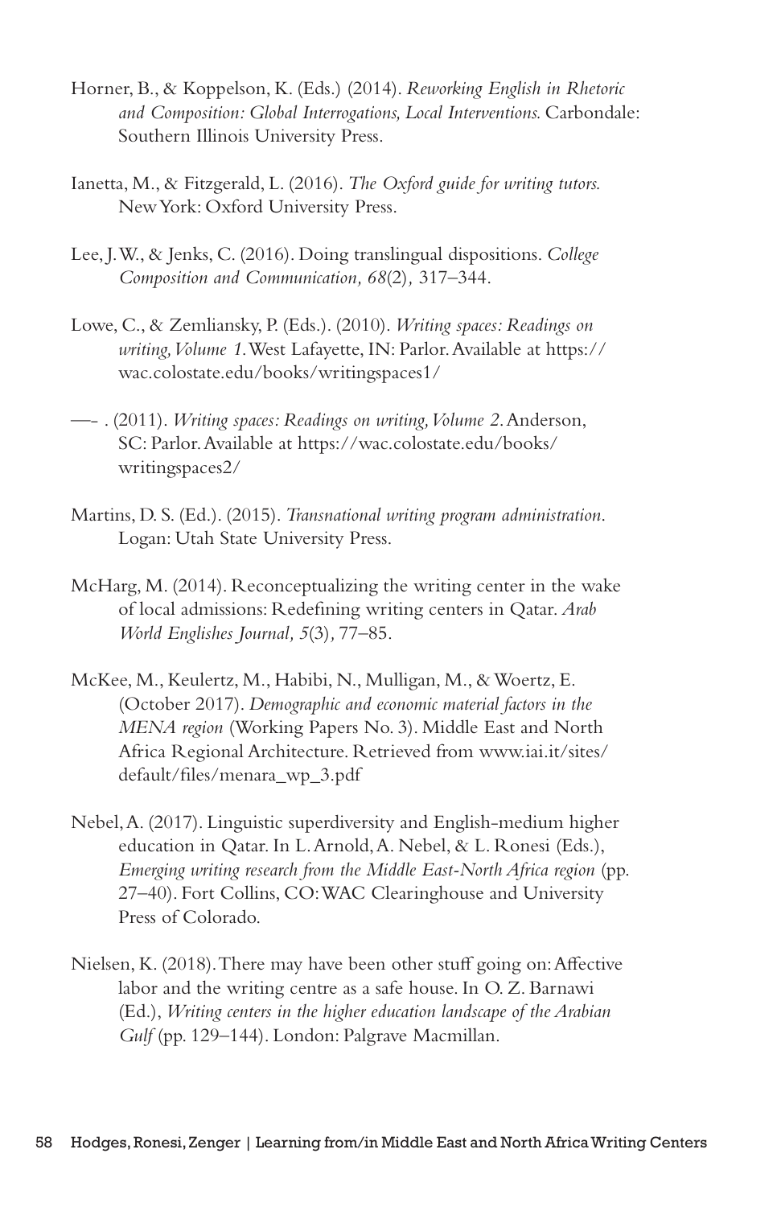Horner, B., & Koppelson, K. (Eds.) (2014). *Reworking English in Rhetoric and Composition: Global Interrogations, Local Interventions.* Carbondale: Southern Illinois University Press.

Ianetta, M., & Fitzgerald, L. (2016). *The Oxford guide for writing tutors.* New York: Oxford University Press.

Lee, J. W., & Jenks, C. (2016). Doing translingual dispositions. *College Composition and Communication, 68*(2)*,* 317–344.

Lowe, C., & Zemliansky, P. (Eds.). (2010). *Writing spaces: Readings on writing, Volume 1.* West Lafayette, IN: Parlor. Available at https://wac.colostate.edu/books/writingspaces1/

—- . (2011). *Writing spaces: Readings on writing, Volume 2.* Anderson, SC: Parlor. Available at https://wac.colostate.edu/books/writingspaces2/

Martins, D. S. (Ed.). (2015). *Transnational writing program administration*. Logan: Utah State University Press.

McHarg, M. (2014). Reconceptualizing the writing center in the wake of local admissions: Redefining writing centers in Qatar. *Arab World Englishes Journal, 5*(3)*,* 77–85.

McKee, M., Keulertz, M., Habibi, N., Mulligan, M., & Woertz, E. (October 2017). *Demographic and economic material factors in the MENA region* (Working Papers No. 3). Middle East and North Africa Regional Architecture. Retrieved from www.iai.it/sites/default/files/menara_wp_3.pdf

Nebel, A. (2017). Linguistic superdiversity and English-medium higher education in Qatar. In L. Arnold, A. Nebel, & L. Ronesi (Eds.), *Emerging writing research from the Middle East-North Africa region* (pp. 27–40). Fort Collins, CO: WAC Clearinghouse and University Press of Colorado.

Nielsen, K. (2018). There may have been other stuff going on: Affective labor and the writing centre as a safe house. In O. Z. Barnawi (Ed.), *Writing centers in the higher education landscape of the Arabian Gulf* (pp. 129–144). London: Palgrave Macmillan.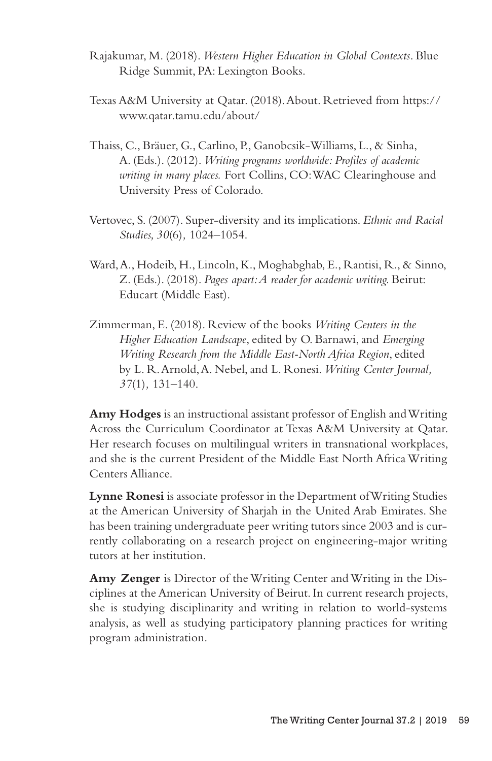Rajakumar, M. (2018). *Western Higher Education in Global Contexts*. Blue Ridge Summit, PA: Lexington Books.

Texas A&M University at Qatar. (2018). About. Retrieved from https://www.qatar.tamu.edu/about/

Thaiss, C., Bräuer, G., Carlino, P., Ganobcsik-Williams, L., & Sinha, A. (Eds.). (2012). *Writing programs worldwide: Profiles of academic writing in many places.* Fort Collins, CO: WAC Clearinghouse and University Press of Colorado.

Vertovec, S. (2007). Super-diversity and its implications. *Ethnic and Racial Studies, 30*(6), 1024–1054.

Ward, A., Hodeib, H., Lincoln, K., Moghabghab, E., Rantisi, R., & Sinno, Z. (Eds.). (2018). *Pages apart: A reader for academic writing.* Beirut: Educart (Middle East).

Zimmerman, E. (2018). Review of the books *Writing Centers in the Higher Education Landscape*, edited by O. Barnawi, and *Emerging Writing Research from the Middle East-North Africa Region*, edited by L. R. Arnold, A. Nebel, and L. Ronesi. *Writing Center Journal, 37*(1), 131–140.

**Amy Hodges** is an instructional assistant professor of English and Writing Across the Curriculum Coordinator at Texas A&M University at Qatar. Her research focuses on multilingual writers in transnational workplaces, and she is the current President of the Middle East North Africa Writing Centers Alliance.

**Lynne Ronesi** is associate professor in the Department of Writing Studies at the American University of Sharjah in the United Arab Emirates. She has been training undergraduate peer writing tutors since 2003 and is currently collaborating on a research project on engineering-major writing tutors at her institution.

**Amy Zenger** is Director of the Writing Center and Writing in the Disciplines at the American University of Beirut. In current research projects, she is studying disciplinarity and writing in relation to world-systems analysis, as well as studying participatory planning practices for writing program administration.